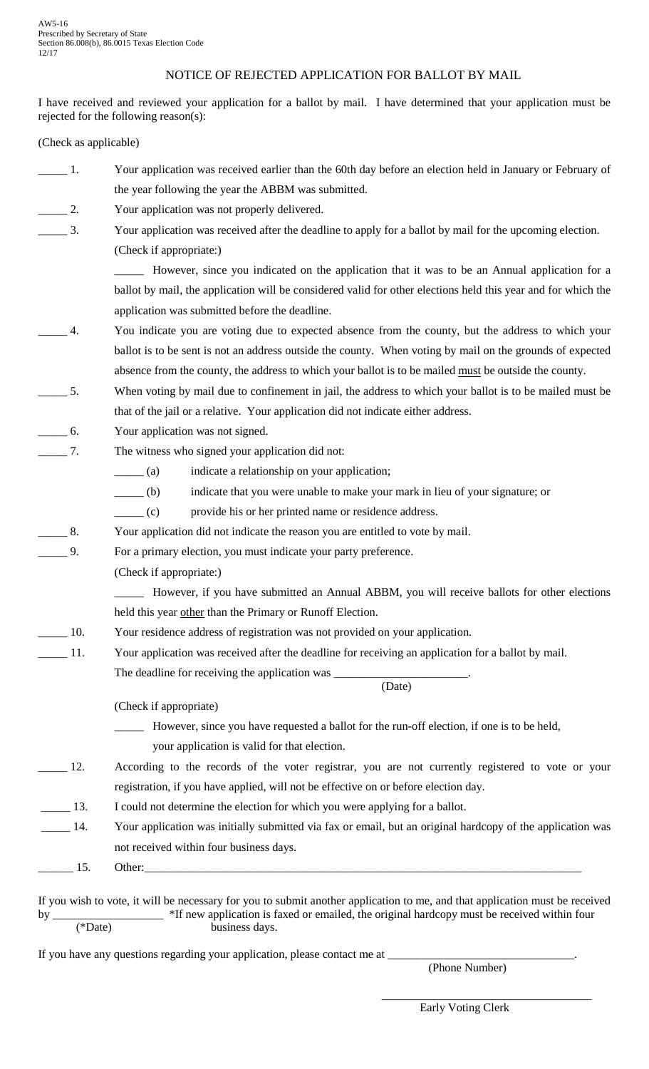AW5-16
Prescribed by Secretary of State
Section 86.008(b), 86.0015 Texas Election Code
12/17

# NOTICE OF REJECTED APPLICATION FOR BALLOT BY MAIL

I have received and reviewed your application for a ballot by mail. I have determined that your application must be rejected for the following reason(s):

(Check as applicable)

_____ 1. Your application was received earlier than the 60th day before an election held in January or February of the year following the year the ABBM was submitted.

_____ 2. Your application was not properly delivered.

_____ 3. Your application was received after the deadline to apply for a ballot by mail for the upcoming election.
(Check if appropriate:)

_____ However, since you indicated on the application that it was to be an Annual application for a ballot by mail, the application will be considered valid for other elections held this year and for which the application was submitted before the deadline.

_____ 4. You indicate you are voting due to expected absence from the county, but the address to which your ballot is to be sent is not an address outside the county. When voting by mail on the grounds of expected absence from the county, the address to which your ballot is to be mailed must be outside the county.

_____ 5. When voting by mail due to confinement in jail, the address to which your ballot is to be mailed must be that of the jail or a relative. Your application did not indicate either address.

_____ 6. Your application was not signed.

_____ 7. The witness who signed your application did not:

_____ (a) indicate a relationship on your application;

_____ (b) indicate that you were unable to make your mark in lieu of your signature; or

_____ (c) provide his or her printed name or residence address.

_____ 8. Your application did not indicate the reason you are entitled to vote by mail.

_____ 9. For a primary election, you must indicate your party preference.
(Check if appropriate:)

_____ However, if you have submitted an Annual ABBM, you will receive ballots for other elections held this year other than the Primary or Runoff Election.

_____ 10. Your residence address of registration was not provided on your application.

_____ 11. Your application was received after the deadline for receiving an application for a ballot by mail.
The deadline for receiving the application was _______________________.
(Date)

(Check if appropriate)

_____ However, since you have requested a ballot for the run-off election, if one is to be held, your application is valid for that election.

_____ 12. According to the records of the voter registrar, you are not currently registered to vote or your registration, if you have applied, will not be effective on or before election day.

_____ 13. I could not determine the election for which you were applying for a ballot.

_____ 14. Your application was initially submitted via fax or email, but an original hardcopy of the application was not received within four business days.

______ 15. Other:_______________________________________________________________________________

If you wish to vote, it will be necessary for you to submit another application to me, and that application must be received by ___________________ *If new application is faxed or emailed, the original hardcopy must be received within four business days.
(*Date)

If you have any questions regarding your application, please contact me at ________________________________.
(Phone Number)

_____________________________________
Early Voting Clerk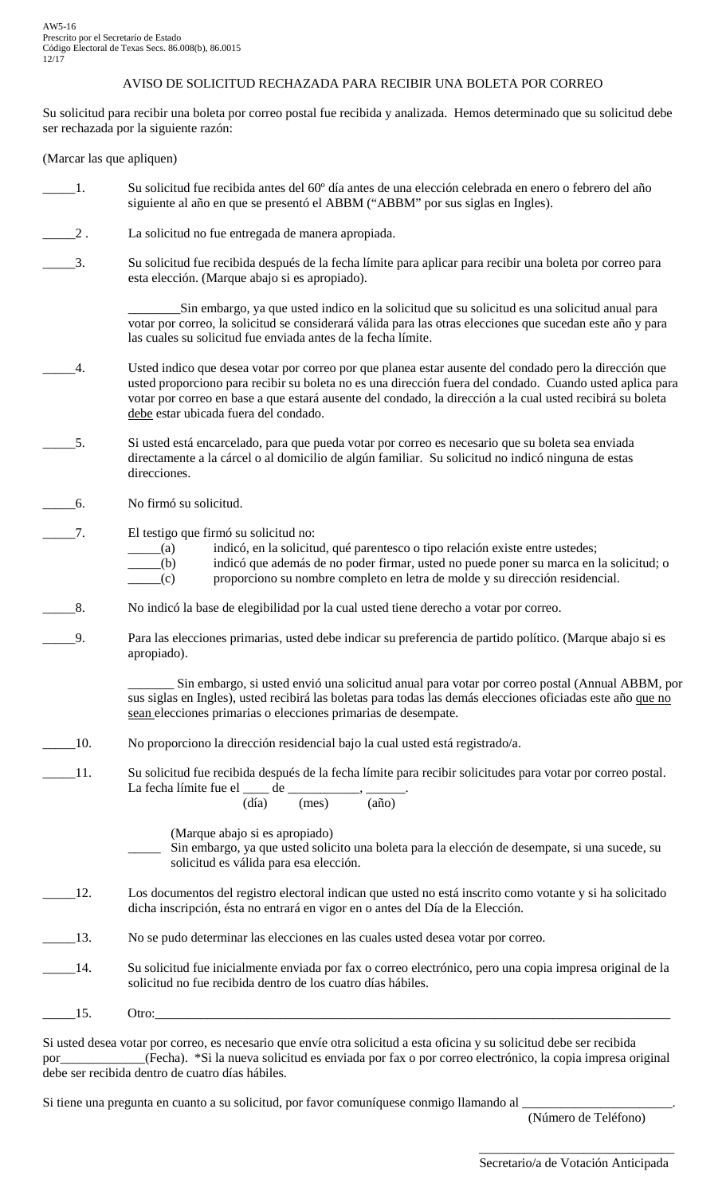AW5-16
Prescrito por el Secretarío de Estado
Código Electoral de Texas Secs. 86.008(b), 86.0015
12/17

# AVISO DE SOLICITUD RECHAZADA PARA RECIBIR UNA BOLETA POR CORREO

Su solicitud para recibir una boleta por correo postal fue recibida y analizada. Hemos determinado que su solicitud debe ser rechazada por la siguiente razón:

(Marcar las que apliquen)

_____1. Su solicitud fue recibida antes del 60º día antes de una elección celebrada en enero o febrero del año siguiente al año en que se presentó el ABBM ("ABBM" por sus siglas en Ingles).

_____2 . La solicitud no fue entregada de manera apropiada.

_____3. Su solicitud fue recibida después de la fecha límite para aplicar para recibir una boleta por correo para esta elección. (Marque abajo si es apropiado).

________Sin embargo, ya que usted indico en la solicitud que su solicitud es una solicitud anual para votar por correo, la solicitud se considerará válida para las otras elecciones que sucedan este año y para las cuales su solicitud fue enviada antes de la fecha límite.

_____4. Usted indico que desea votar por correo por que planea estar ausente del condado pero la dirección que usted proporciono para recibir su boleta no es una dirección fuera del condado. Cuando usted aplica para votar por correo en base a que estará ausente del condado, la dirección a la cual usted recibirá su boleta debe estar ubicada fuera del condado.

_____5. Si usted está encarcelado, para que pueda votar por correo es necesario que su boleta sea enviada directamente a la cárcel o al domicilio de algún familiar. Su solicitud no indicó ninguna de estas direcciones.

_____6. No firmó su solicitud.

_____7. El testigo que firmó su solicitud no:
- _____(a) indicó, en la solicitud, qué parentesco o tipo relación existe entre ustedes;
- _____(b) indicó que además de no poder firmar, usted no puede poner su marca en la solicitud; o
- _____(c) proporciono su nombre completo en letra de molde y su dirección residencial.

_____8. No indicó la base de elegibilidad por la cual usted tiene derecho a votar por correo.

_____9. Para las elecciones primarias, usted debe indicar su preferencia de partido político. (Marque abajo si es apropiado).

_______ Sin embargo, si usted envió una solicitud anual para votar por correo postal (Annual ABBM, por sus siglas en Ingles), usted recibirá las boletas para todas las demás elecciones oficiadas este año que no sean elecciones primarias o elecciones primarias de desempate.

_____10. No proporciono la dirección residencial bajo la cual usted está registrado/a.

_____11. Su solicitud fue recibida después de la fecha límite para recibir solicitudes para votar por correo postal. La fecha límite fue el ____ de ___________, ______.
(día) (mes) (año)

(Marque abajo si es apropiado)
_____ Sin embargo, ya que usted solicito una boleta para la elección de desempate, si una sucede, su solicitud es válida para esa elección.

_____12. Los documentos del registro electoral indican que usted no está inscrito como votante y si ha solicitado dicha inscripción, ésta no entrará en vigor en o antes del Día de la Elección.

_____13. No se pudo determinar las elecciones en las cuales usted desea votar por correo.

_____14. Su solicitud fue inicialmente enviada por fax o correo electrónico, pero una copia impresa original de la solicitud no fue recibida dentro de los cuatro días hábiles.

_____15. Otro:_______________________________________________________________________________

Si usted desea votar por correo, es necesario que envíe otra solicitud a esta oficina y su solicitud debe ser recibida por_____________(Fecha). *Si la nueva solicitud es enviada por fax o por correo electrónico, la copia impresa original debe ser recibida dentro de cuatro días hábiles.

Si tiene una pregunta en cuanto a su solicitud, por favor comuníquese conmigo llamando al _______________________.
(Número de Teléfono)

_______________________________
Secretario/a de Votación Anticipada